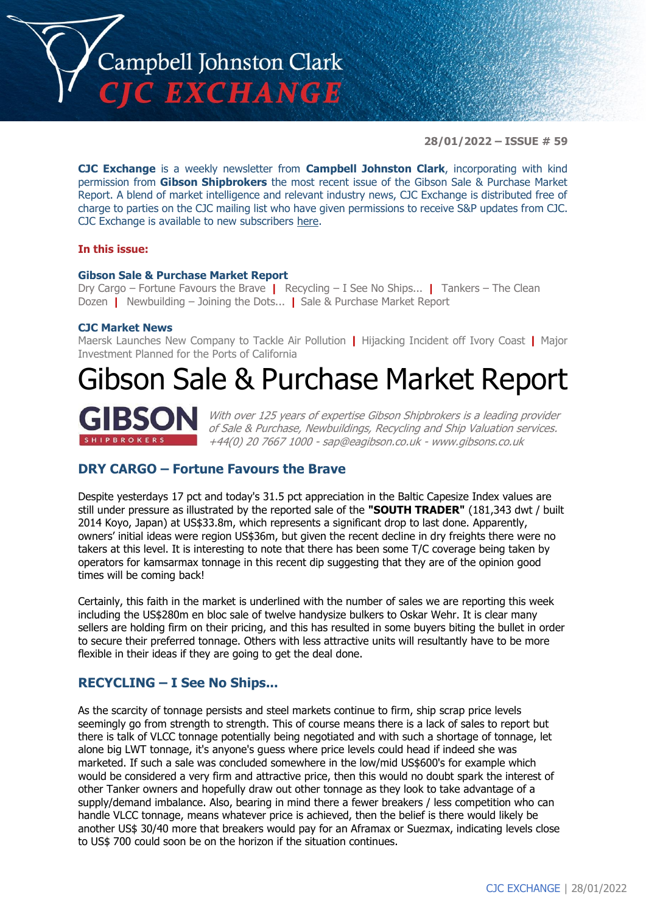# Campbell Johnston Clark CJC EXCHANGE

**28/01/2022 – ISSUE # 59**

**CJC Exchange** is a weekly newsletter from **Campbell Johnston Clark**, incorporating with kind permission from **Gibson Shipbrokers** the most recent issue of the Gibson Sale & Purchase Market Report. A blend of market intelligence and relevant industry news, CJC Exchange is distributed free of charge to parties on the CJC mailing list who have given permissions to receive S&P updates from CJC. CJC Exchange is available to new subscribers here.

**In this issue:**

**Gibson Sale & Purchase Market Report**
Dry Cargo – Fortune Favours the Brave | Recycling – I See No Ships... | Tankers – The Clean Dozen | Newbuilding – Joining the Dots... | Sale & Purchase Market Report

**CJC Market News**
Maersk Launches New Company to Tackle Air Pollution | Hijacking Incident off Ivory Coast | Major Investment Planned for the Ports of California

# Gibson Sale & Purchase Market Report

**GIBSON** SHIPBROKERS

*With over 125 years of expertise Gibson Shipbrokers is a leading provider of Sale & Purchase, Newbuildings, Recycling and Ship Valuation services. +44(0) 20 7667 1000 - sap@eagibson.co.uk - www.gibsons.co.uk*

## DRY CARGO – Fortune Favours the Brave

Despite yesterdays 17 pct and today's 31.5 pct appreciation in the Baltic Capesize Index values are still under pressure as illustrated by the reported sale of the **"SOUTH TRADER"** (181,343 dwt / built 2014 Koyo, Japan) at US$33.8m, which represents a significant drop to last done. Apparently, owners' initial ideas were region US$36m, but given the recent decline in dry freights there were no takers at this level. It is interesting to note that there has been some T/C coverage being taken by operators for kamsarmax tonnage in this recent dip suggesting that they are of the opinion good times will be coming back!

Certainly, this faith in the market is underlined with the number of sales we are reporting this week including the US$280m en bloc sale of twelve handysize bulkers to Oskar Wehr. It is clear many sellers are holding firm on their pricing, and this has resulted in some buyers biting the bullet in order to secure their preferred tonnage. Others with less attractive units will resultantly have to be more flexible in their ideas if they are going to get the deal done.

## RECYCLING – I See No Ships...

As the scarcity of tonnage persists and steel markets continue to firm, ship scrap price levels seemingly go from strength to strength. This of course means there is a lack of sales to report but there is talk of VLCC tonnage potentially being negotiated and with such a shortage of tonnage, let alone big LWT tonnage, it's anyone's guess where price levels could head if indeed she was marketed. If such a sale was concluded somewhere in the low/mid US$600's for example which would be considered a very firm and attractive price, then this would no doubt spark the interest of other Tanker owners and hopefully draw out other tonnage as they look to take advantage of a supply/demand imbalance. Also, bearing in mind there a fewer breakers / less competition who can handle VLCC tonnage, means whatever price is achieved, then the belief is there would likely be another US$ 30/40 more that breakers would pay for an Aframax or Suezmax, indicating levels close to US$ 700 could soon be on the horizon if the situation continues.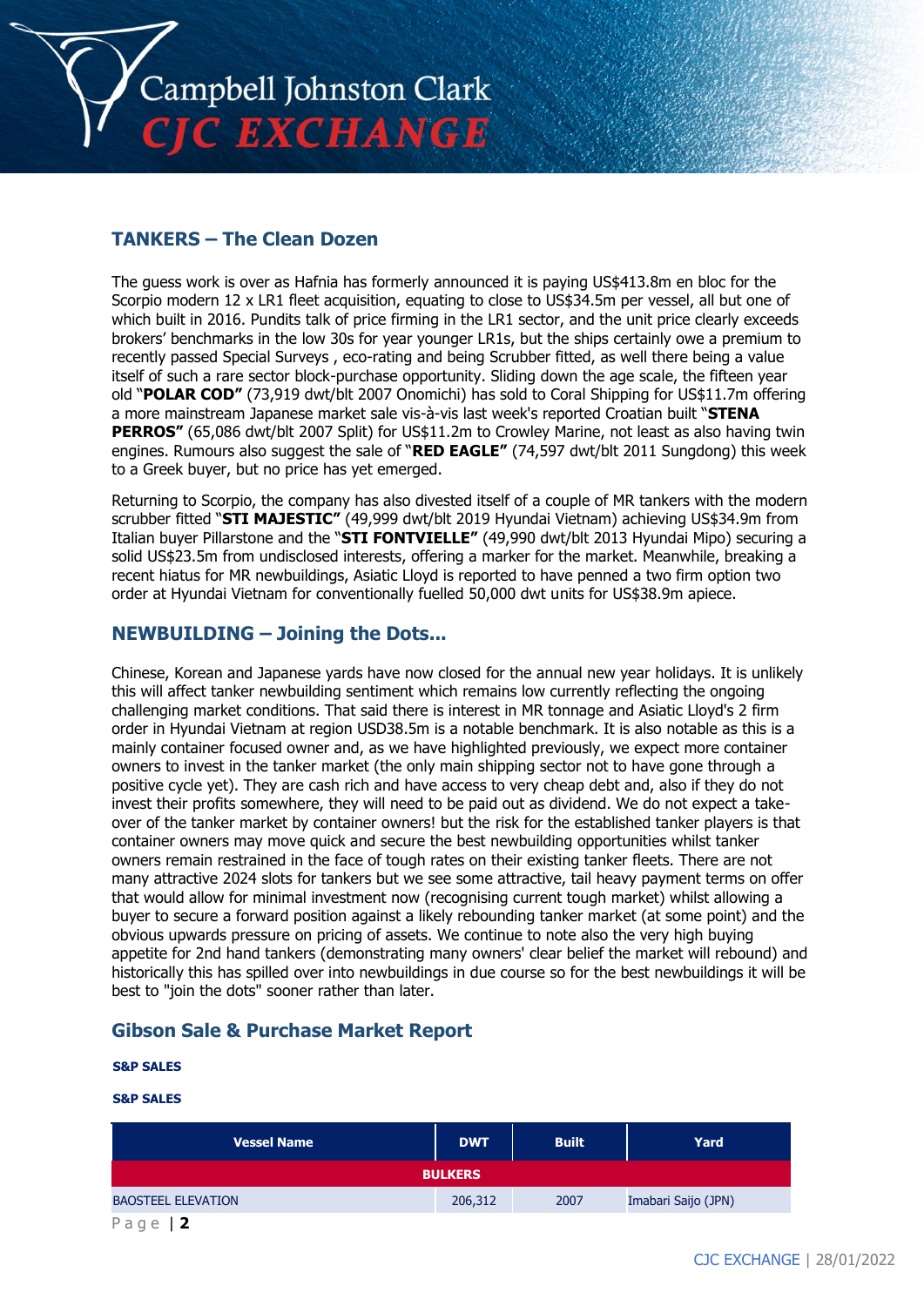## TANKERS – The Clean Dozen

The guess work is over as Hafnia has formerly announced it is paying US$413.8m en bloc for the Scorpio modern 12 x LR1 fleet acquisition, equating to close to US$34.5m per vessel, all but one of which built in 2016. Pundits talk of price firming in the LR1 sector, and the unit price clearly exceeds brokers' benchmarks in the low 30s for year younger LR1s, but the ships certainly owe a premium to recently passed Special Surveys , eco-rating and being Scrubber fitted, as well there being a value itself of such a rare sector block-purchase opportunity. Sliding down the age scale, the fifteen year old "**POLAR COD"** (73,919 dwt/blt 2007 Onomichi) has sold to Coral Shipping for US$11.7m offering a more mainstream Japanese market sale vis-à-vis last week's reported Croatian built "**STENA PERROS"** (65,086 dwt/blt 2007 Split) for US$11.2m to Crowley Marine, not least as also having twin engines. Rumours also suggest the sale of "**RED EAGLE"** (74,597 dwt/blt 2011 Sungdong) this week to a Greek buyer, but no price has yet emerged.

Returning to Scorpio, the company has also divested itself of a couple of MR tankers with the modern scrubber fitted "**STI MAJESTIC"** (49,999 dwt/blt 2019 Hyundai Vietnam) achieving US$34.9m from Italian buyer Pillarstone and the "**STI FONTVIELLE"** (49,990 dwt/blt 2013 Hyundai Mipo) securing a solid US$23.5m from undisclosed interests, offering a marker for the market. Meanwhile, breaking a recent hiatus for MR newbuildings, Asiatic Lloyd is reported to have penned a two firm option two order at Hyundai Vietnam for conventionally fuelled 50,000 dwt units for US$38.9m apiece.

## NEWBUILDING – Joining the Dots...

Chinese, Korean and Japanese yards have now closed for the annual new year holidays. It is unlikely this will affect tanker newbuilding sentiment which remains low currently reflecting the ongoing challenging market conditions. That said there is interest in MR tonnage and Asiatic Lloyd's 2 firm order in Hyundai Vietnam at region USD38.5m is a notable benchmark. It is also notable as this is a mainly container focused owner and, as we have highlighted previously, we expect more container owners to invest in the tanker market (the only main shipping sector not to have gone through a positive cycle yet). They are cash rich and have access to very cheap debt and, also if they do not invest their profits somewhere, they will need to be paid out as dividend. We do not expect a take-over of the tanker market by container owners! but the risk for the established tanker players is that container owners may move quick and secure the best newbuilding opportunities whilst tanker owners remain restrained in the face of tough rates on their existing tanker fleets. There are not many attractive 2024 slots for tankers but we see some attractive, tail heavy payment terms on offer that would allow for minimal investment now (recognising current tough market) whilst allowing a buyer to secure a forward position against a likely rebounding tanker market (at some point) and the obvious upwards pressure on pricing of assets. We continue to note also the very high buying appetite for 2nd hand tankers (demonstrating many owners' clear belief the market will rebound) and historically this has spilled over into newbuildings in due course so for the best newbuildings it will be best to "join the dots" sooner rather than later.

## Gibson Sale & Purchase Market Report

**S&P SALES**

**S&P SALES**

| Vessel Name | DWT | Built | Yard |
|---|---|---|---|
| **BULKERS** | | | |
| BAOSTEEL ELEVATION | 206,312 | 2007 | Imabari Saijo (JPN) |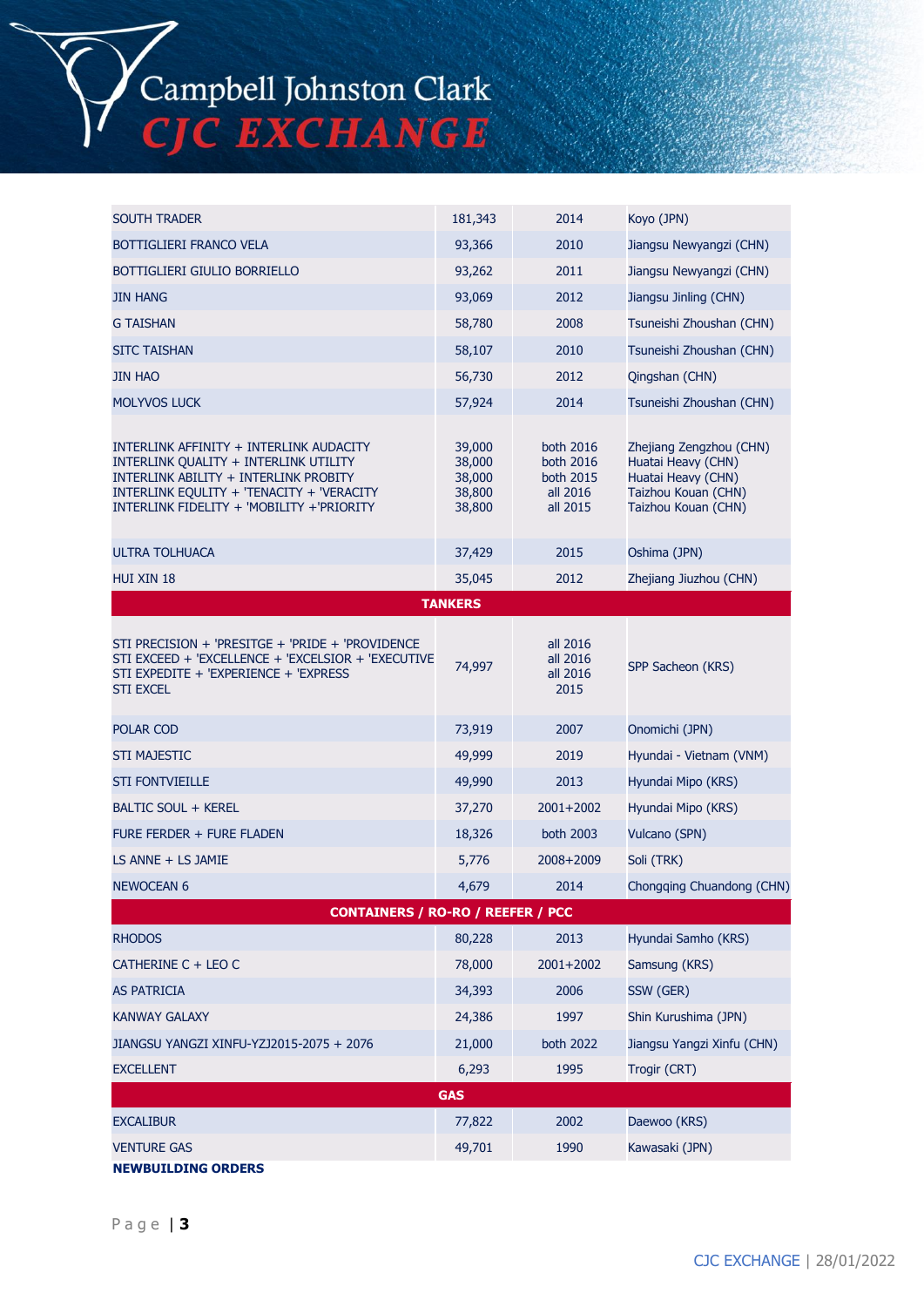| | | | |
|---|---|---|---|
| SOUTH TRADER | 181,343 | 2014 | Koyo (JPN) |
| BOTTIGLIERI FRANCO VELA | 93,366 | 2010 | Jiangsu Newyangzi (CHN) |
| BOTTIGLIERI GIULIO BORRIELLO | 93,262 | 2011 | Jiangsu Newyangzi (CHN) |
| JIN HANG | 93,069 | 2012 | Jiangsu Jinling (CHN) |
| G TAISHAN | 58,780 | 2008 | Tsuneishi Zhoushan (CHN) |
| SITC TAISHAN | 58,107 | 2010 | Tsuneishi Zhoushan (CHN) |
| JIN HAO | 56,730 | 2012 | Qingshan (CHN) |
| MOLYVOS LUCK | 57,924 | 2014 | Tsuneishi Zhoushan (CHN) |
| INTERLINK AFFINITY + INTERLINK AUDACITY<br>INTERLINK QUALITY + INTERLINK UTILITY<br>INTERLINK ABILITY + INTERLINK PROBITY<br>INTERLINK EQULITY + 'TENACITY + 'VERACITY<br>INTERLINK FIDELITY + 'MOBILITY +'PRIORITY | 39,000<br>38,000<br>38,000<br>38,800<br>38,800 | both 2016<br>both 2016<br>both 2015<br>all 2016<br>all 2015 | Zhejiang Zengzhou (CHN)<br>Huatai Heavy (CHN)<br>Huatai Heavy (CHN)<br>Taizhou Kouan (CHN)<br>Taizhou Kouan (CHN) |
| ULTRA TOLHUACA | 37,429 | 2015 | Oshima (JPN) |
| HUI XIN 18 | 35,045 | 2012 | Zhejiang Jiuzhou (CHN) |
| **TANKERS** | | | |
| STI PRECISION + 'PRESITGE + 'PRIDE + 'PROVIDENCE<br>STI EXCEED + 'EXCELLENCE + 'EXCELSIOR + 'EXECUTIVE<br>STI EXPEDITE + 'EXPERIENCE + 'EXPRESS<br>STI EXCEL | 74,997 | all 2016<br>all 2016<br>all 2016<br>2015 | SPP Sacheon (KRS) |
| POLAR COD | 73,919 | 2007 | Onomichi (JPN) |
| STI MAJESTIC | 49,999 | 2019 | Hyundai - Vietnam (VNM) |
| STI FONTVIEILLE | 49,990 | 2013 | Hyundai Mipo (KRS) |
| BALTIC SOUL + KEREL | 37,270 | 2001+2002 | Hyundai Mipo (KRS) |
| FURE FERDER + FURE FLADEN | 18,326 | both 2003 | Vulcano (SPN) |
| LS ANNE + LS JAMIE | 5,776 | 2008+2009 | Soli (TRK) |
| NEWOCEAN 6 | 4,679 | 2014 | Chongqing Chuandong (CHN) |
| **CONTAINERS / RO-RO / REEFER / PCC** | | | |
| RHODOS | 80,228 | 2013 | Hyundai Samho (KRS) |
| CATHERINE C + LEO C | 78,000 | 2001+2002 | Samsung (KRS) |
| AS PATRICIA | 34,393 | 2006 | SSW (GER) |
| KANWAY GALAXY | 24,386 | 1997 | Shin Kurushima (JPN) |
| JIANGSU YANGZI XINFU-YZJ2015-2075 + 2076 | 21,000 | both 2022 | Jiangsu Yangzi Xinfu (CHN) |
| EXCELLENT | 6,293 | 1995 | Trogir (CRT) |
| **GAS** | | | |
| EXCALIBUR | 77,822 | 2002 | Daewoo (KRS) |
| VENTURE GAS | 49,701 | 1990 | Kawasaki (JPN) |

**NEWBUILDING ORDERS**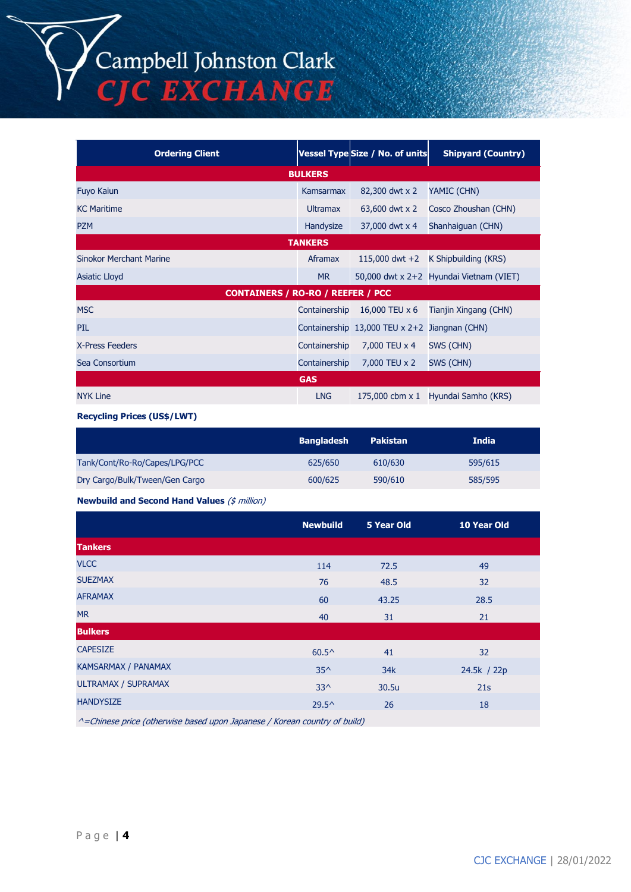| Ordering Client | Vessel Type | Size / No. of units | Shipyard (Country) |
|---|---|---|---|
| **BULKERS** | | | |
| Fuyo Kaiun | Kamsarmax | 82,300 dwt x 2 | YAMIC (CHN) |
| KC Maritime | Ultramax | 63,600 dwt x 2 | Cosco Zhoushan (CHN) |
| PZM | Handysize | 37,000 dwt x 4 | Shanhaiguan (CHN) |
| **TANKERS** | | | |
| Sinokor Merchant Marine | Aframax | 115,000 dwt +2 | K Shipbuilding (KRS) |
| Asiatic Lloyd | MR | 50,000 dwt x 2+2 | Hyundai Vietnam (VIET) |
| **CONTAINERS / RO-RO / REEFER / PCC** | | | |
| MSC | Containership | 16,000 TEU x 6 | Tianjin Xingang (CHN) |
| PIL | Containership | 13,000 TEU x 2+2 | Jiangnan (CHN) |
| X-Press Feeders | Containership | 7,000 TEU x 4 | SWS (CHN) |
| Sea Consortium | Containership | 7,000 TEU x 2 | SWS (CHN) |
| **GAS** | | | |
| NYK Line | LNG | 175,000 cbm x 1 | Hyundai Samho (KRS) |

**Recycling Prices (US$/LWT)**

| | Bangladesh | Pakistan | India |
|---|---|---|---|
| Tank/Cont/Ro-Ro/Capes/LPG/PCC | 625/650 | 610/630 | 595/615 |
| Dry Cargo/Bulk/Tween/Gen Cargo | 600/625 | 590/610 | 585/595 |

**Newbuild and Second Hand Values** *($ million)*

| | Newbuild | 5 Year Old | 10 Year Old |
|---|---|---|---|
| **Tankers** | | | |
| VLCC | 114 | 72.5 | 49 |
| SUEZMAX | 76 | 48.5 | 32 |
| AFRAMAX | 60 | 43.25 | 28.5 |
| MR | 40 | 31 | 21 |
| **Bulkers** | | | |
| CAPESIZE | 60.5^ | 41 | 32 |
| KAMSARMAX / PANAMAX | 35^ | 34k | 24.5k / 22p |
| ULTRAMAX / SUPRAMAX | 33^ | 30.5u | 21s |
| HANDYSIZE | 29.5^ | 26 | 18 |

*^=Chinese price (otherwise based upon Japanese / Korean country of build)*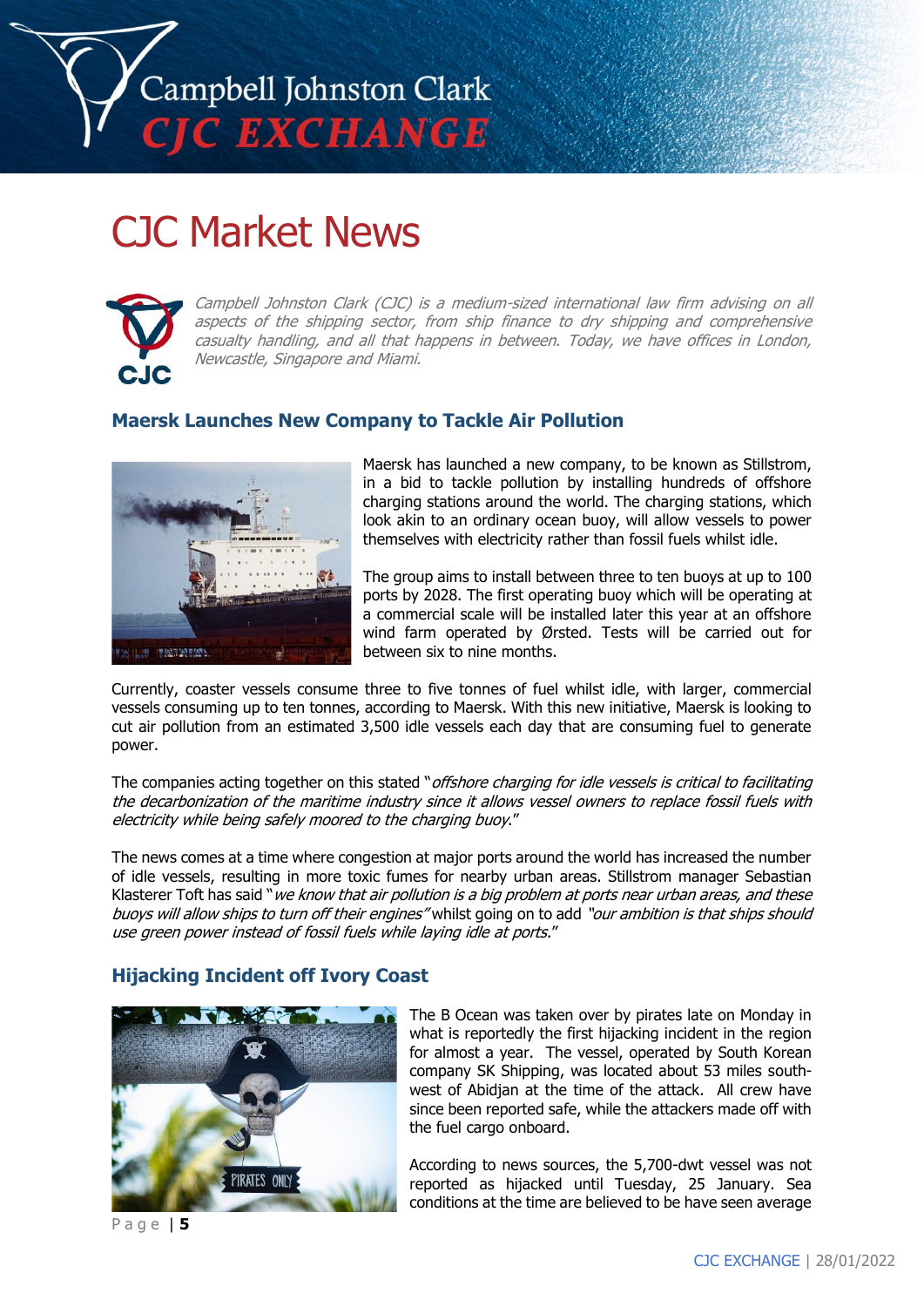# CJC Market News

*Campbell Johnston Clark (CJC) is a medium-sized international law firm advising on all aspects of the shipping sector, from ship finance to dry shipping and comprehensive casualty handling, and all that happens in between. Today, we have offices in London, Newcastle, Singapore and Miami.*

## Maersk Launches New Company to Tackle Air Pollution

Maersk has launched a new company, to be known as Stillstrom, in a bid to tackle pollution by installing hundreds of offshore charging stations around the world. The charging stations, which look akin to an ordinary ocean buoy, will allow vessels to power themselves with electricity rather than fossil fuels whilst idle.

The group aims to install between three to ten buoys at up to 100 ports by 2028. The first operating buoy which will be operating at a commercial scale will be installed later this year at an offshore wind farm operated by Ørsted. Tests will be carried out for between six to nine months.

Currently, coaster vessels consume three to five tonnes of fuel whilst idle, with larger, commercial vessels consuming up to ten tonnes, according to Maersk. With this new initiative, Maersk is looking to cut air pollution from an estimated 3,500 idle vessels each day that are consuming fuel to generate power.

The companies acting together on this stated "*offshore charging for idle vessels is critical to facilitating the decarbonization of the maritime industry since it allows vessel owners to replace fossil fuels with electricity while being safely moored to the charging buoy*."

The news comes at a time where congestion at major ports around the world has increased the number of idle vessels, resulting in more toxic fumes for nearby urban areas. Stillstrom manager Sebastian Klasterer Toft has said "*we know that air pollution is a big problem at ports near urban areas, and these buoys will allow ships to turn off their engines"* whilst going on to add *"our ambition is that ships should use green power instead of fossil fuels while laying idle at ports*."

## Hijacking Incident off Ivory Coast

The B Ocean was taken over by pirates late on Monday in what is reportedly the first hijacking incident in the region for almost a year. The vessel, operated by South Korean company SK Shipping, was located about 53 miles south-west of Abidjan at the time of the attack. All crew have since been reported safe, while the attackers made off with the fuel cargo onboard.

According to news sources, the 5,700-dwt vessel was not reported as hijacked until Tuesday, 25 January. Sea conditions at the time are believed to be have seen average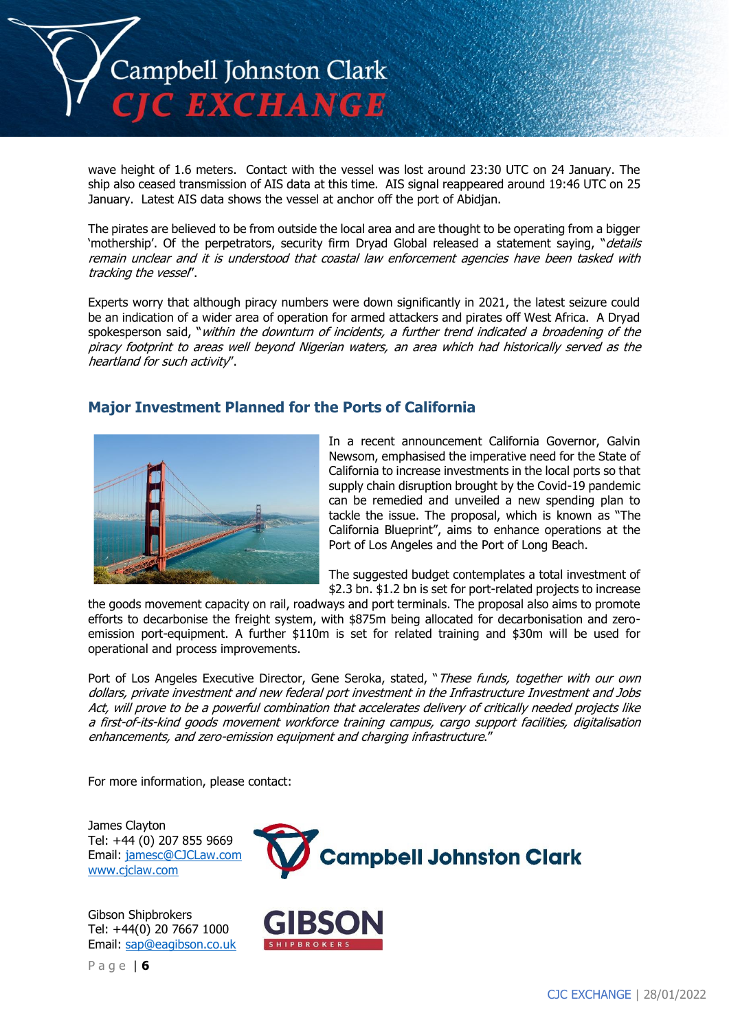wave height of 1.6 meters. Contact with the vessel was lost around 23:30 UTC on 24 January. The ship also ceased transmission of AIS data at this time. AIS signal reappeared around 19:46 UTC on 25 January. Latest AIS data shows the vessel at anchor off the port of Abidjan.

The pirates are believed to be from outside the local area and are thought to be operating from a bigger 'mothership'. Of the perpetrators, security firm Dryad Global released a statement saying, "*details remain unclear and it is understood that coastal law enforcement agencies have been tasked with tracking the vessel*".

Experts worry that although piracy numbers were down significantly in 2021, the latest seizure could be an indication of a wider area of operation for armed attackers and pirates off West Africa. A Dryad spokesperson said, "*within the downturn of incidents, a further trend indicated a broadening of the piracy footprint to areas well beyond Nigerian waters, an area which had historically served as the heartland for such activity*".

## Major Investment Planned for the Ports of California

In a recent announcement California Governor, Galvin Newsom, emphasised the imperative need for the State of California to increase investments in the local ports so that supply chain disruption brought by the Covid-19 pandemic can be remedied and unveiled a new spending plan to tackle the issue. The proposal, which is known as "The California Blueprint", aims to enhance operations at the Port of Los Angeles and the Port of Long Beach.

The suggested budget contemplates a total investment of $2.3 bn. $1.2 bn is set for port-related projects to increase the goods movement capacity on rail, roadways and port terminals. The proposal also aims to promote efforts to decarbonise the freight system, with $875m being allocated for decarbonisation and zero-emission port-equipment. A further $110m is set for related training and $30m will be used for operational and process improvements.

Port of Los Angeles Executive Director, Gene Seroka, stated, "*These funds, together with our own dollars, private investment and new federal port investment in the Infrastructure Investment and Jobs Act, will prove to be a powerful combination that accelerates delivery of critically needed projects like a first-of-its-kind goods movement workforce training campus, cargo support facilities, digitalisation enhancements, and zero-emission equipment and charging infrastructure.*"

For more information, please contact:

James Clayton
Tel: +44 (0) 207 855 9669
Email: jamesc@CJCLaw.com
www.cjclaw.com

Gibson Shipbrokers
Tel: +44(0) 20 7667 1000
Email: sap@eagibson.co.uk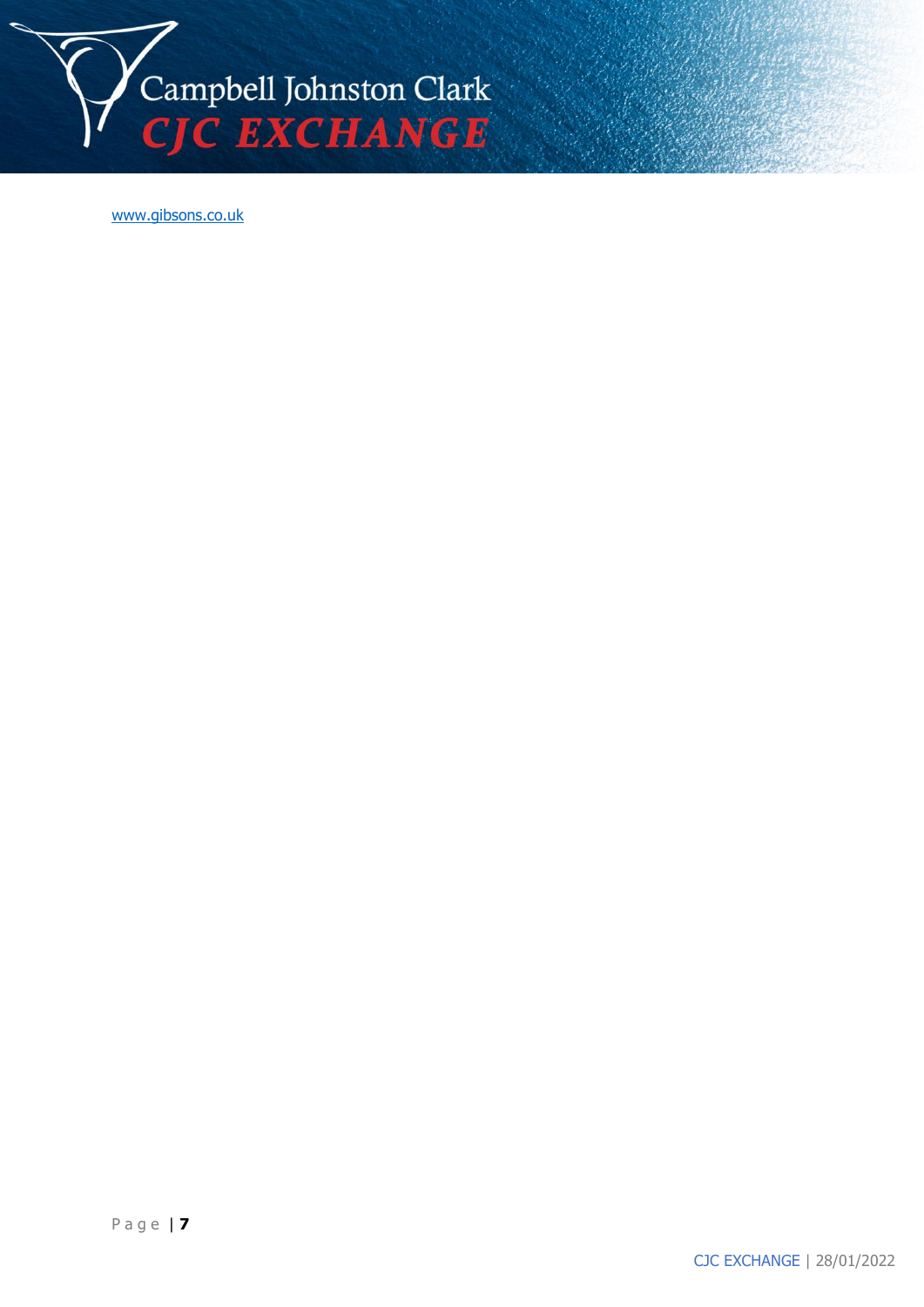www.gibsons.co.uk